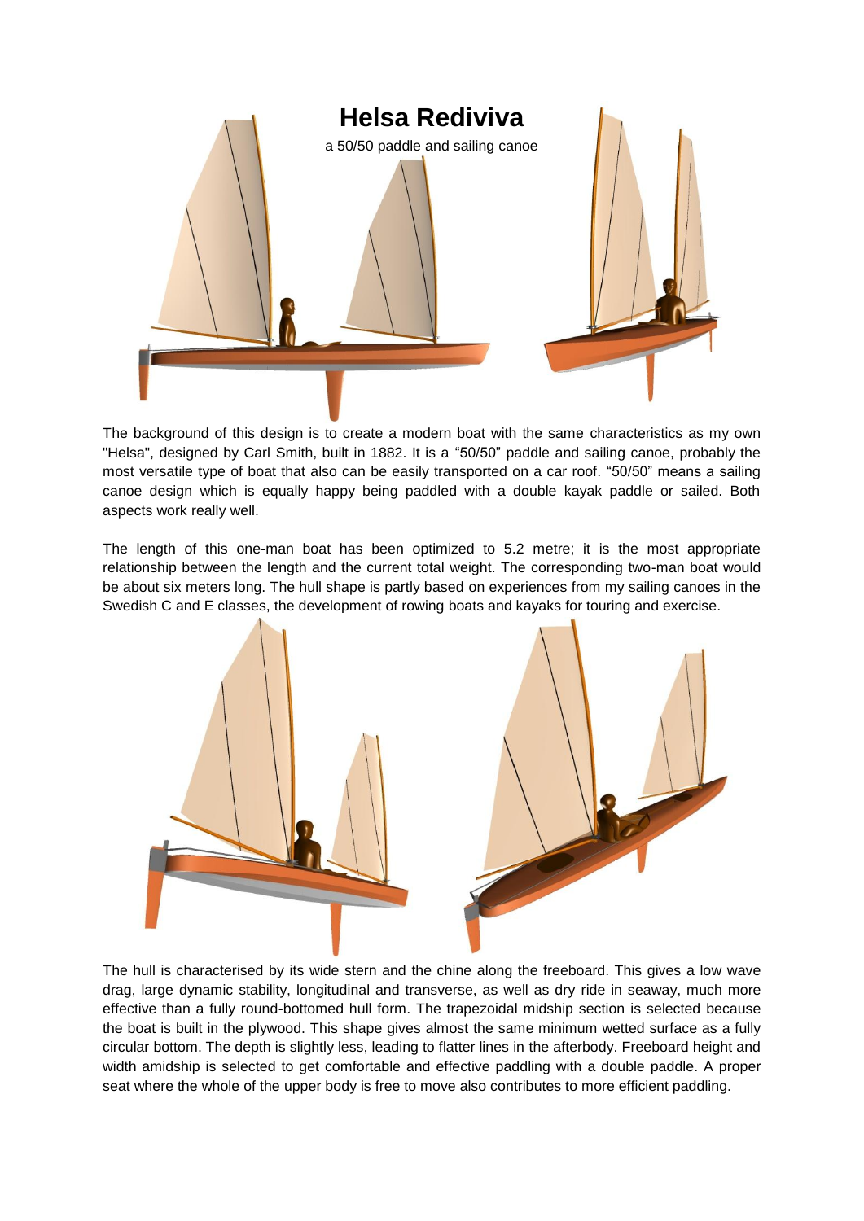# Helsa Rediviva

a 50/50 paddle and sailing canoe

The background of this design is to create a modern boat with the same characteristics as my own "Helsa", designed by Carl Smith, built in 1882. It is a “50/50” paddle and sailing canoe, probably the most versatile type of boat that also can be easily transported on a car roof. “50/50” means a sailing canoe design which is equally happy being paddled with a double kayak paddle or sailed. Both aspects work really well.

The length of this one-man boat has been optimized to 5.2 metre; it is the most appropriate relationship between the length and the current total weight. The corresponding two-man boat would be about six meters long. The hull shape is partly based on experiences from my sailing canoes in the Swedish C and E classes, the development of rowing boats and kayaks for touring and exercise.

The hull is characterised by its wide stern and the chine along the freeboard. This gives a low wave drag, large dynamic stability, longitudinal and transverse, as well as dry ride in seaway, much more effective than a fully round-bottomed hull form. The trapezoidal midship section is selected because the boat is built in the plywood. This shape gives almost the same minimum wetted surface as a fully circular bottom. The depth is slightly less, leading to flatter lines in the afterbody. Freeboard height and width amidship is selected to get comfortable and effective paddling with a double paddle. A proper seat where the whole of the upper body is free to move also contributes to more efficient paddling.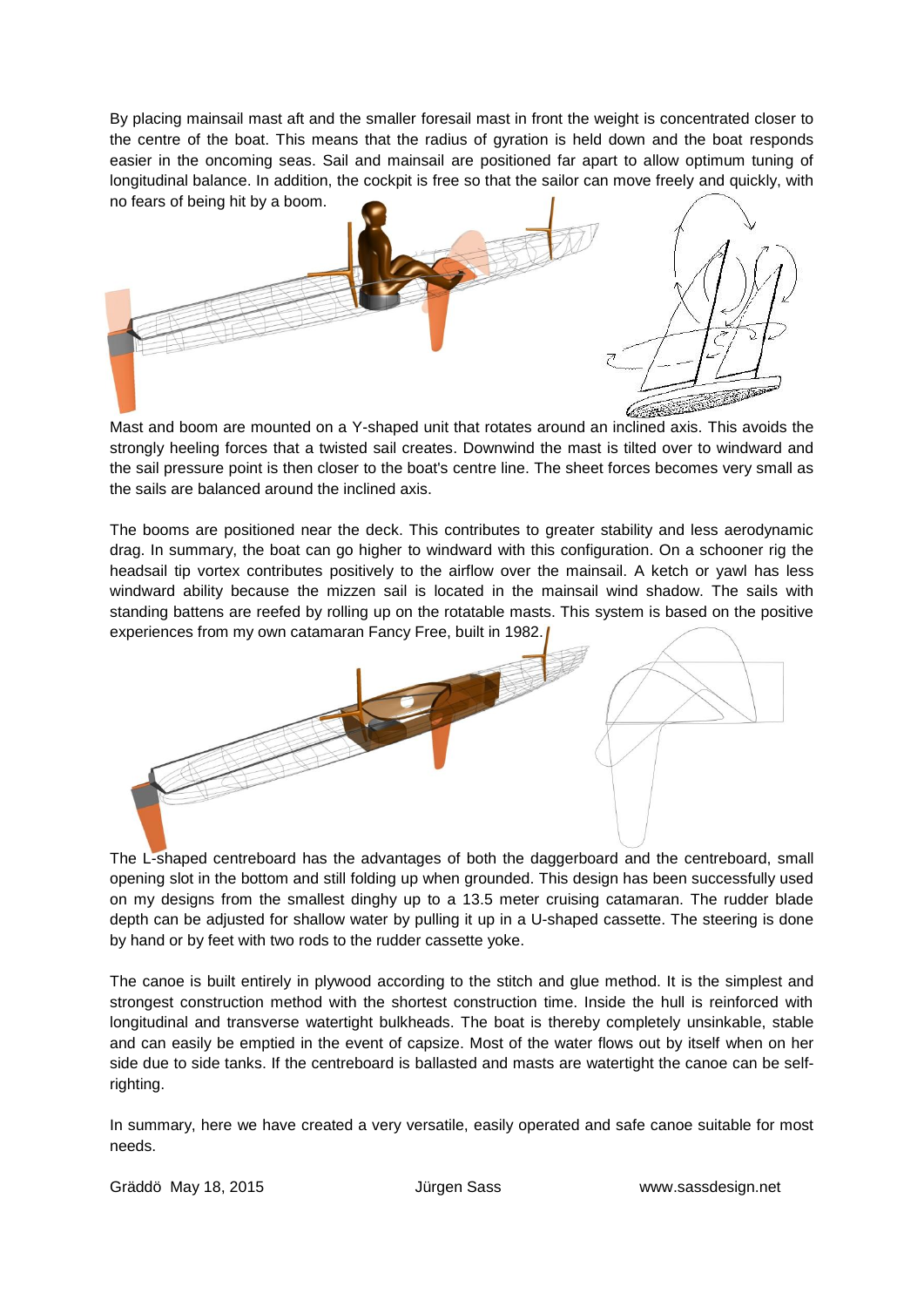By placing mainsail mast aft and the smaller foresail mast in front the weight is concentrated closer to the centre of the boat. This means that the radius of gyration is held down and the boat responds easier in the oncoming seas. Sail and mainsail are positioned far apart to allow optimum tuning of longitudinal balance. In addition, the cockpit is free so that the sailor can move freely and quickly, with no fears of being hit by a boom.

Mast and boom are mounted on a Y-shaped unit that rotates around an inclined axis. This avoids the strongly heeling forces that a twisted sail creates. Downwind the mast is tilted over to windward and the sail pressure point is then closer to the boat's centre line. The sheet forces becomes very small as the sails are balanced around the inclined axis.

The booms are positioned near the deck. This contributes to greater stability and less aerodynamic drag. In summary, the boat can go higher to windward with this configuration. On a schooner rig the headsail tip vortex contributes positively to the airflow over the mainsail. A ketch or yawl has less windward ability because the mizzen sail is located in the mainsail wind shadow. The sails with standing battens are reefed by rolling up on the rotatable masts. This system is based on the positive experiences from my own catamaran Fancy Free, built in 1982.

The L-shaped centreboard has the advantages of both the daggerboard and the centreboard, small opening slot in the bottom and still folding up when grounded. This design has been successfully used on my designs from the smallest dinghy up to a 13.5 meter cruising catamaran. The rudder blade depth can be adjusted for shallow water by pulling it up in a U-shaped cassette. The steering is done by hand or by feet with two rods to the rudder cassette yoke.

The canoe is built entirely in plywood according to the stitch and glue method. It is the simplest and strongest construction method with the shortest construction time. Inside the hull is reinforced with longitudinal and transverse watertight bulkheads. The boat is thereby completely unsinkable, stable and can easily be emptied in the event of capsize. Most of the water flows out by itself when on her side due to side tanks. If the centreboard is ballasted and masts are watertight the canoe can be self-righting.

In summary, here we have created a very versatile, easily operated and safe canoe suitable for most needs.

Gräddö May 18, 2015 Jürgen Sass www.sassdesign.net